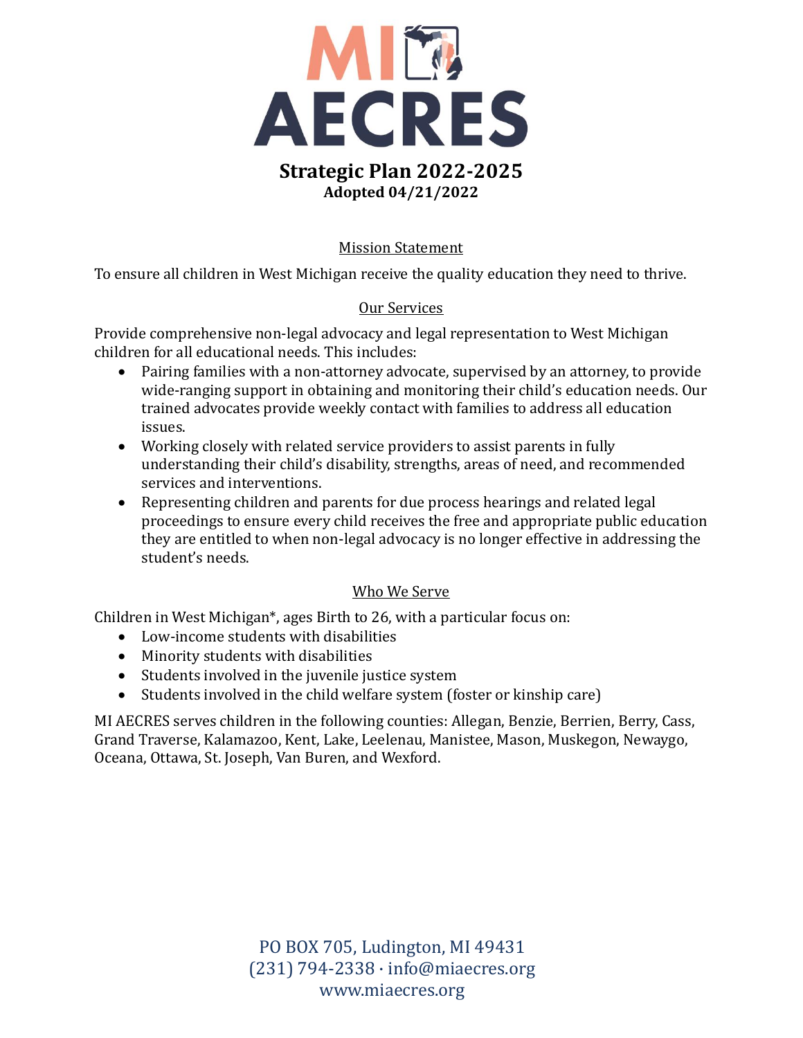# MI AECRES

## Strategic Plan 2022-2025

**Adopted 04/21/2022**

### Mission Statement

To ensure all children in West Michigan receive the quality education they need to thrive.

### Our Services

Provide comprehensive non-legal advocacy and legal representation to West Michigan children for all educational needs. This includes:

- Pairing families with a non-attorney advocate, supervised by an attorney, to provide wide-ranging support in obtaining and monitoring their child's education needs. Our trained advocates provide weekly contact with families to address all education issues.
- Working closely with related service providers to assist parents in fully understanding their child's disability, strengths, areas of need, and recommended services and interventions.
- Representing children and parents for due process hearings and related legal proceedings to ensure every child receives the free and appropriate public education they are entitled to when non-legal advocacy is no longer effective in addressing the student's needs.

### Who We Serve

Children in West Michigan*, ages Birth to 26, with a particular focus on:

- Low-income students with disabilities
- Minority students with disabilities
- Students involved in the juvenile justice system
- Students involved in the child welfare system (foster or kinship care)

MI AECRES serves children in the following counties: Allegan, Benzie, Berrien, Berry, Cass, Grand Traverse, Kalamazoo, Kent, Lake, Leelenau, Manistee, Mason, Muskegon, Newaygo, Oceana, Ottawa, St. Joseph, Van Buren, and Wexford.

PO BOX 705, Ludington, MI 49431
(231) 794-2338 · info@miaecres.org
www.miaecres.org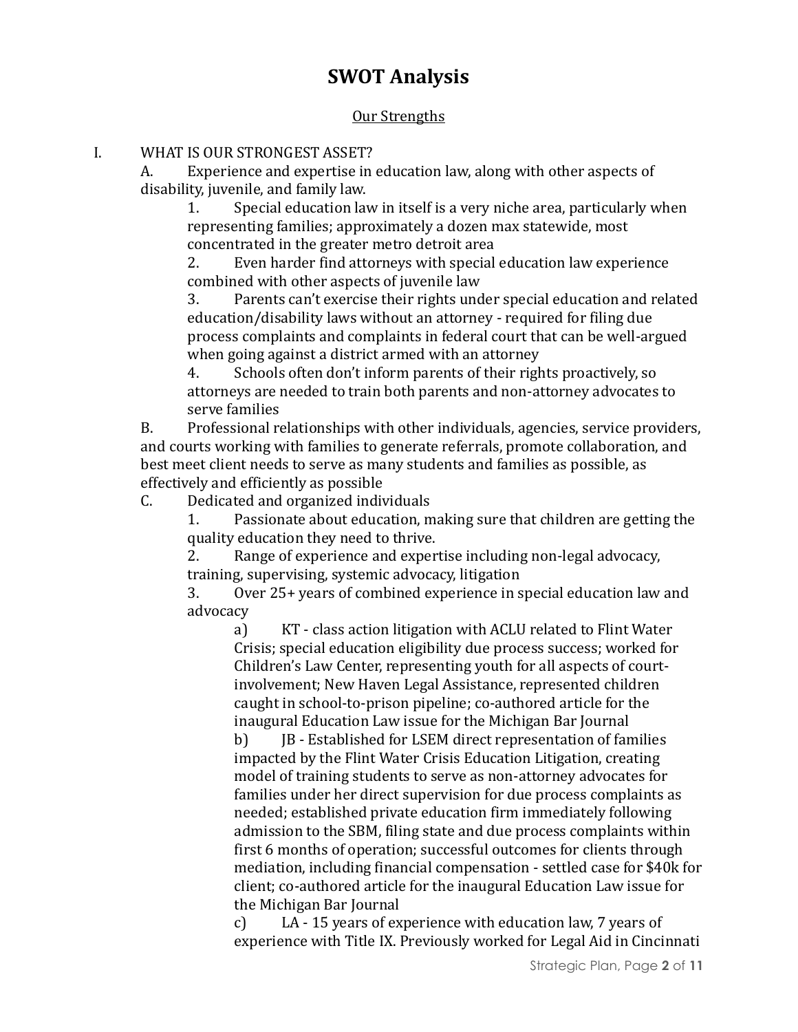# SWOT Analysis

## Our Strengths

I. WHAT IS OUR STRONGEST ASSET?

  A. Experience and expertise in education law, along with other aspects of disability, juvenile, and family law.

    1. Special education law in itself is a very niche area, particularly when representing families; approximately a dozen max statewide, most concentrated in the greater metro detroit area

    2. Even harder find attorneys with special education law experience combined with other aspects of juvenile law

    3. Parents can't exercise their rights under special education and related education/disability laws without an attorney - required for filing due process complaints and complaints in federal court that can be well-argued when going against a district armed with an attorney

    4. Schools often don't inform parents of their rights proactively, so attorneys are needed to train both parents and non-attorney advocates to serve families

  B. Professional relationships with other individuals, agencies, service providers, and courts working with families to generate referrals, promote collaboration, and best meet client needs to serve as many students and families as possible, as effectively and efficiently as possible

  C. Dedicated and organized individuals

    1. Passionate about education, making sure that children are getting the quality education they need to thrive.

    2. Range of experience and expertise including non-legal advocacy, training, supervising, systemic advocacy, litigation

    3. Over 25+ years of combined experience in special education law and advocacy

      a) KT - class action litigation with ACLU related to Flint Water Crisis; special education eligibility due process success; worked for Children's Law Center, representing youth for all aspects of court-involvement; New Haven Legal Assistance, represented children caught in school-to-prison pipeline; co-authored article for the inaugural Education Law issue for the Michigan Bar Journal

      b) JB - Established for LSEM direct representation of families impacted by the Flint Water Crisis Education Litigation, creating model of training students to serve as non-attorney advocates for families under her direct supervision for due process complaints as needed; established private education firm immediately following admission to the SBM, filing state and due process complaints within first 6 months of operation; successful outcomes for clients through mediation, including financial compensation - settled case for $40k for client; co-authored article for the inaugural Education Law issue for the Michigan Bar Journal

      c) LA - 15 years of experience with education law, 7 years of experience with Title IX. Previously worked for Legal Aid in Cincinnati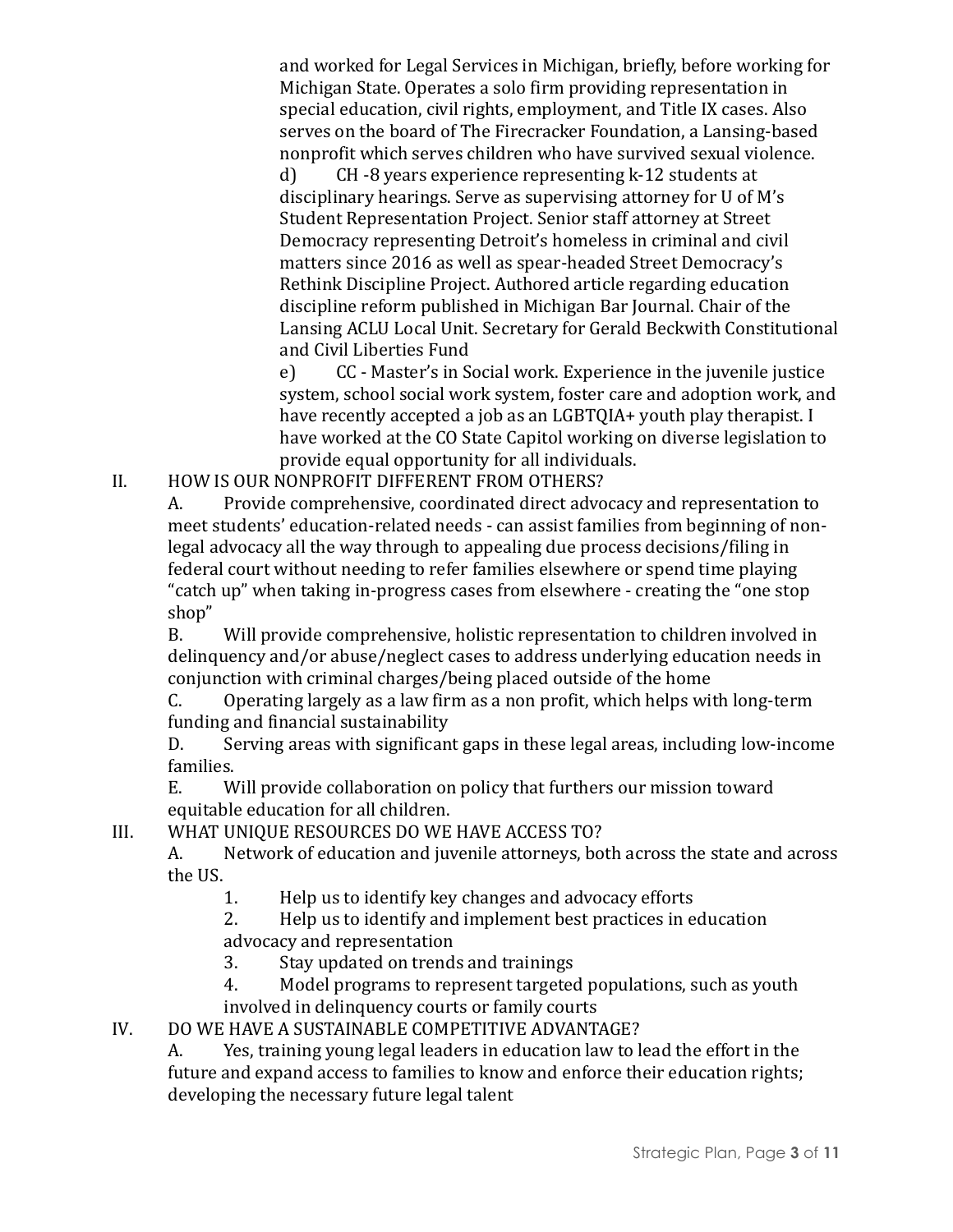and worked for Legal Services in Michigan, briefly, before working for Michigan State. Operates a solo firm providing representation in special education, civil rights, employment, and Title IX cases. Also serves on the board of The Firecracker Foundation, a Lansing-based nonprofit which serves children who have survived sexual violence.

d) CH -8 years experience representing k-12 students at disciplinary hearings. Serve as supervising attorney for U of M's Student Representation Project. Senior staff attorney at Street Democracy representing Detroit's homeless in criminal and civil matters since 2016 as well as spear-headed Street Democracy's Rethink Discipline Project. Authored article regarding education discipline reform published in Michigan Bar Journal. Chair of the Lansing ACLU Local Unit. Secretary for Gerald Beckwith Constitutional and Civil Liberties Fund

e) CC - Master's in Social work. Experience in the juvenile justice system, school social work system, foster care and adoption work, and have recently accepted a job as an LGBTQIA+ youth play therapist. I have worked at the CO State Capitol working on diverse legislation to provide equal opportunity for all individuals.

II. HOW IS OUR NONPROFIT DIFFERENT FROM OTHERS?

A. Provide comprehensive, coordinated direct advocacy and representation to meet students' education-related needs - can assist families from beginning of non-legal advocacy all the way through to appealing due process decisions/filing in federal court without needing to refer families elsewhere or spend time playing "catch up" when taking in-progress cases from elsewhere - creating the "one stop shop"

B. Will provide comprehensive, holistic representation to children involved in delinquency and/or abuse/neglect cases to address underlying education needs in conjunction with criminal charges/being placed outside of the home

C. Operating largely as a law firm as a non profit, which helps with long-term funding and financial sustainability

D. Serving areas with significant gaps in these legal areas, including low-income families.

E. Will provide collaboration on policy that furthers our mission toward equitable education for all children.

III. WHAT UNIQUE RESOURCES DO WE HAVE ACCESS TO?

A. Network of education and juvenile attorneys, both across the state and across the US.

1. Help us to identify key changes and advocacy efforts
2. Help us to identify and implement best practices in education advocacy and representation
3. Stay updated on trends and trainings
4. Model programs to represent targeted populations, such as youth involved in delinquency courts or family courts

IV. DO WE HAVE A SUSTAINABLE COMPETITIVE ADVANTAGE?

A. Yes, training young legal leaders in education law to lead the effort in the future and expand access to families to know and enforce their education rights; developing the necessary future legal talent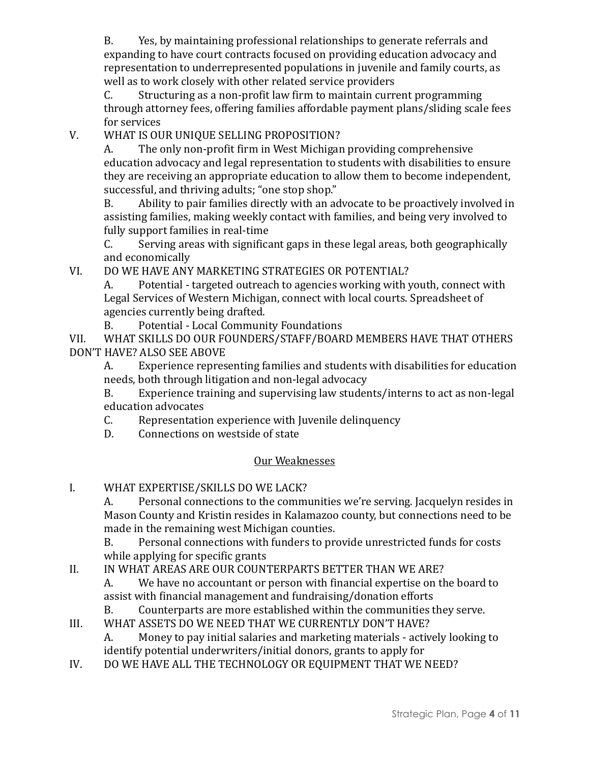B. Yes, by maintaining professional relationships to generate referrals and expanding to have court contracts focused on providing education advocacy and representation to underrepresented populations in juvenile and family courts, as well as to work closely with other related service providers

C. Structuring as a non-profit law firm to maintain current programming through attorney fees, offering families affordable payment plans/sliding scale fees for services

V. WHAT IS OUR UNIQUE SELLING PROPOSITION?

A. The only non-profit firm in West Michigan providing comprehensive education advocacy and legal representation to students with disabilities to ensure they are receiving an appropriate education to allow them to become independent, successful, and thriving adults; "one stop shop."

B. Ability to pair families directly with an advocate to be proactively involved in assisting families, making weekly contact with families, and being very involved to fully support families in real-time

C. Serving areas with significant gaps in these legal areas, both geographically and economically

VI. DO WE HAVE ANY MARKETING STRATEGIES OR POTENTIAL?

A. Potential - targeted outreach to agencies working with youth, connect with Legal Services of Western Michigan, connect with local courts. Spreadsheet of agencies currently being drafted.

B. Potential - Local Community Foundations

VII. WHAT SKILLS DO OUR FOUNDERS/STAFF/BOARD MEMBERS HAVE THAT OTHERS DON'T HAVE? ALSO SEE ABOVE

A. Experience representing families and students with disabilities for education needs, both through litigation and non-legal advocacy

B. Experience training and supervising law students/interns to act as non-legal education advocates

C. Representation experience with Juvenile delinquency

D. Connections on westside of state

<u>Our Weaknesses</u>

I. WHAT EXPERTISE/SKILLS DO WE LACK?

A. Personal connections to the communities we're serving. Jacquelyn resides in Mason County and Kristin resides in Kalamazoo county, but connections need to be made in the remaining west Michigan counties.

B. Personal connections with funders to provide unrestricted funds for costs while applying for specific grants

II. IN WHAT AREAS ARE OUR COUNTERPARTS BETTER THAN WE ARE?

A. We have no accountant or person with financial expertise on the board to assist with financial management and fundraising/donation efforts

B. Counterparts are more established within the communities they serve.

III. WHAT ASSETS DO WE NEED THAT WE CURRENTLY DON'T HAVE?

A. Money to pay initial salaries and marketing materials - actively looking to identify potential underwriters/initial donors, grants to apply for

IV. DO WE HAVE ALL THE TECHNOLOGY OR EQUIPMENT THAT WE NEED?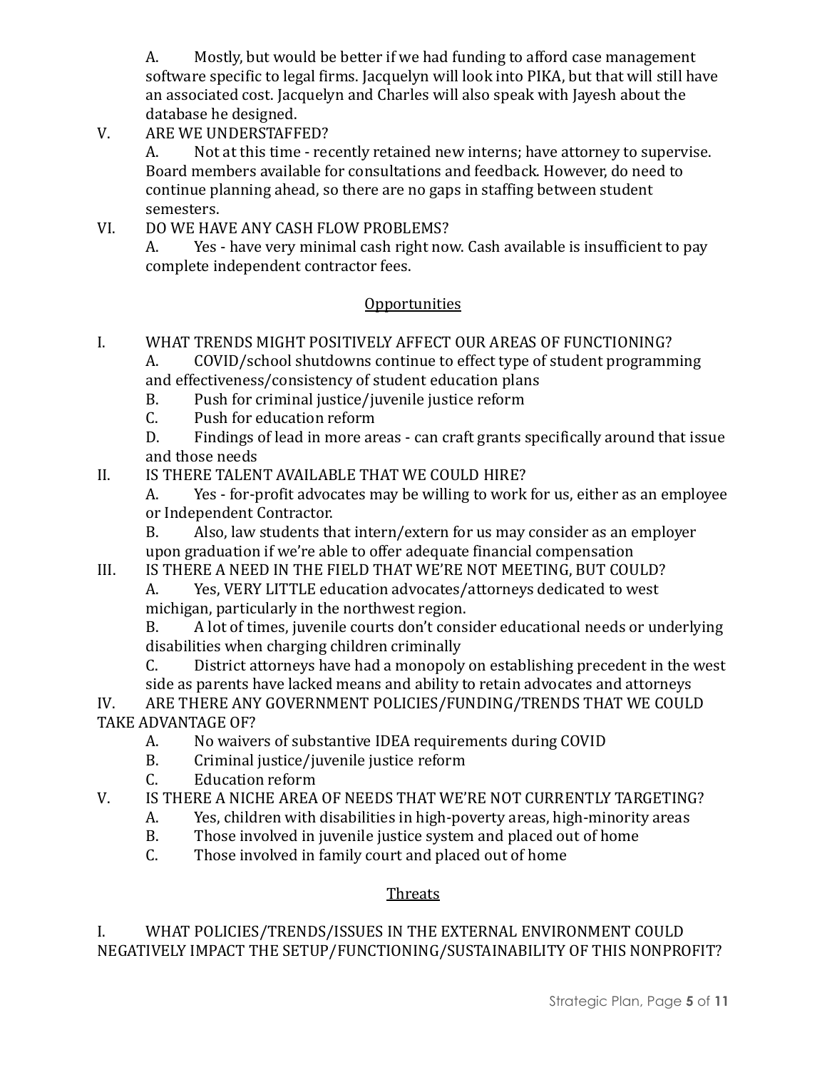A. Mostly, but would be better if we had funding to afford case management software specific to legal firms. Jacquelyn will look into PIKA, but that will still have an associated cost. Jacquelyn and Charles will also speak with Jayesh about the database he designed.

V. ARE WE UNDERSTAFFED?

A. Not at this time - recently retained new interns; have attorney to supervise. Board members available for consultations and feedback. However, do need to continue planning ahead, so there are no gaps in staffing between student semesters.

VI. DO WE HAVE ANY CASH FLOW PROBLEMS?

A. Yes - have very minimal cash right now. Cash available is insufficient to pay complete independent contractor fees.

## Opportunities

I. WHAT TRENDS MIGHT POSITIVELY AFFECT OUR AREAS OF FUNCTIONING?

A. COVID/school shutdowns continue to effect type of student programming and effectiveness/consistency of student education plans

B. Push for criminal justice/juvenile justice reform

C. Push for education reform

D. Findings of lead in more areas - can craft grants specifically around that issue and those needs

II. IS THERE TALENT AVAILABLE THAT WE COULD HIRE?

A. Yes - for-profit advocates may be willing to work for us, either as an employee or Independent Contractor.

B. Also, law students that intern/extern for us may consider as an employer upon graduation if we're able to offer adequate financial compensation

III. IS THERE A NEED IN THE FIELD THAT WE'RE NOT MEETING, BUT COULD?

A. Yes, VERY LITTLE education advocates/attorneys dedicated to west michigan, particularly in the northwest region.

B. A lot of times, juvenile courts don't consider educational needs or underlying disabilities when charging children criminally

C. District attorneys have had a monopoly on establishing precedent in the west side as parents have lacked means and ability to retain advocates and attorneys

IV. ARE THERE ANY GOVERNMENT POLICIES/FUNDING/TRENDS THAT WE COULD TAKE ADVANTAGE OF?

A. No waivers of substantive IDEA requirements during COVID

B. Criminal justice/juvenile justice reform

C. Education reform

V. IS THERE A NICHE AREA OF NEEDS THAT WE'RE NOT CURRENTLY TARGETING?

A. Yes, children with disabilities in high-poverty areas, high-minority areas

B. Those involved in juvenile justice system and placed out of home

C. Those involved in family court and placed out of home

## Threats

I. WHAT POLICIES/TRENDS/ISSUES IN THE EXTERNAL ENVIRONMENT COULD NEGATIVELY IMPACT THE SETUP/FUNCTIONING/SUSTAINABILITY OF THIS NONPROFIT?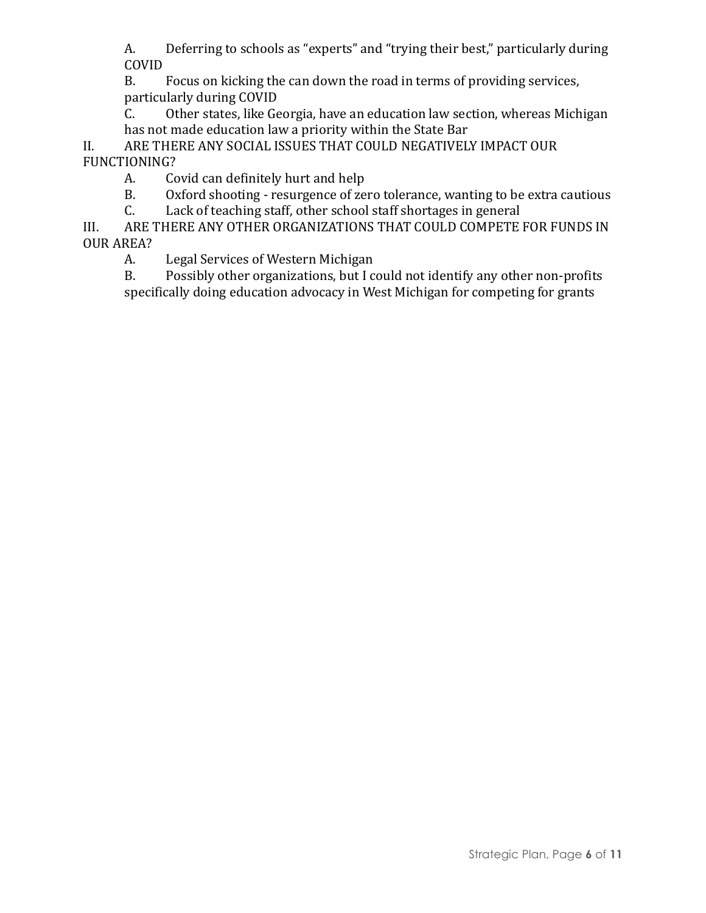A. Deferring to schools as "experts" and "trying their best," particularly during COVID

B. Focus on kicking the can down the road in terms of providing services, particularly during COVID

C. Other states, like Georgia, have an education law section, whereas Michigan has not made education law a priority within the State Bar

II. ARE THERE ANY SOCIAL ISSUES THAT COULD NEGATIVELY IMPACT OUR FUNCTIONING?

A. Covid can definitely hurt and help

B. Oxford shooting - resurgence of zero tolerance, wanting to be extra cautious

C. Lack of teaching staff, other school staff shortages in general

III. ARE THERE ANY OTHER ORGANIZATIONS THAT COULD COMPETE FOR FUNDS IN OUR AREA?

A. Legal Services of Western Michigan

B. Possibly other organizations, but I could not identify any other non-profits specifically doing education advocacy in West Michigan for competing for grants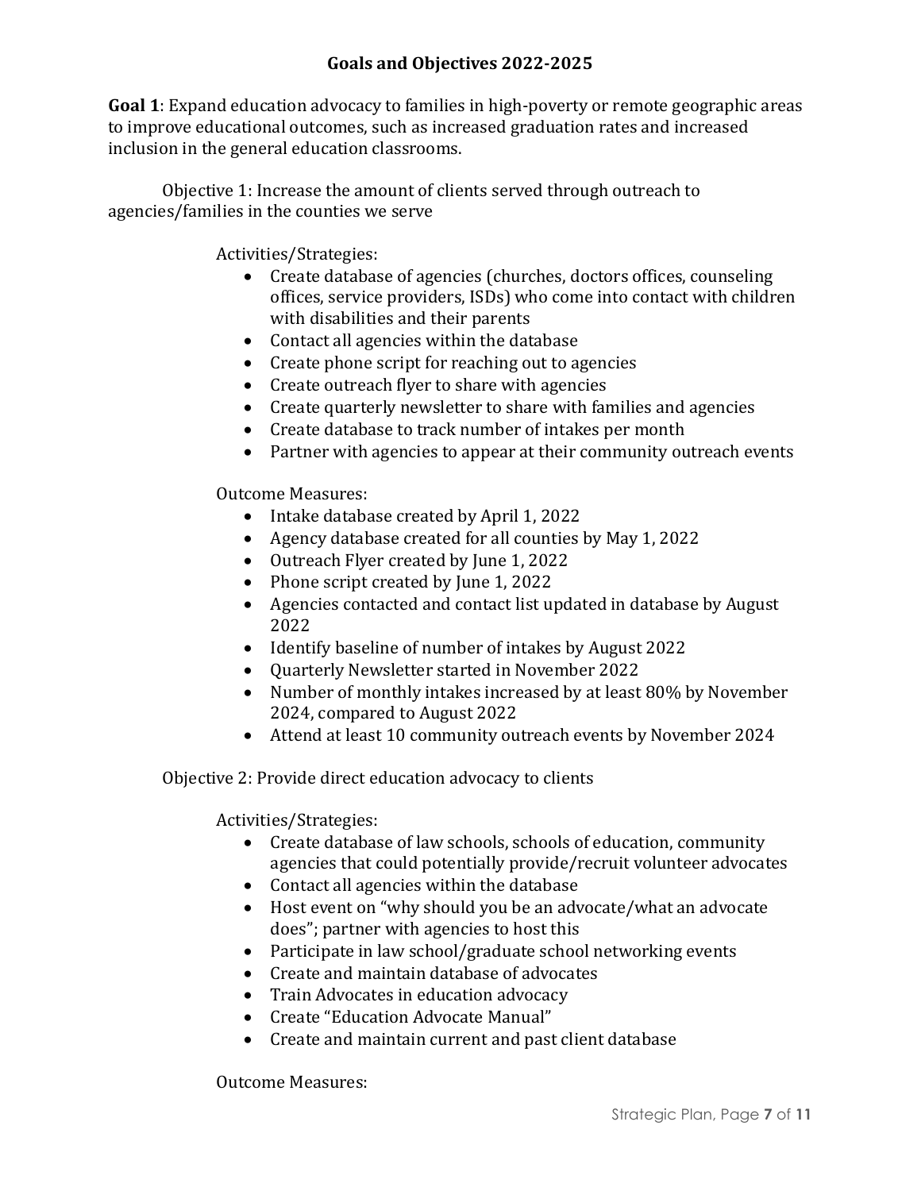## Goals and Objectives 2022-2025

**Goal 1**: Expand education advocacy to families in high-poverty or remote geographic areas to improve educational outcomes, such as increased graduation rates and increased inclusion in the general education classrooms.

Objective 1: Increase the amount of clients served through outreach to agencies/families in the counties we serve

Activities/Strategies:

- Create database of agencies (churches, doctors offices, counseling offices, service providers, ISDs) who come into contact with children with disabilities and their parents
- Contact all agencies within the database
- Create phone script for reaching out to agencies
- Create outreach flyer to share with agencies
- Create quarterly newsletter to share with families and agencies
- Create database to track number of intakes per month
- Partner with agencies to appear at their community outreach events

Outcome Measures:

- Intake database created by April 1, 2022
- Agency database created for all counties by May 1, 2022
- Outreach Flyer created by June 1, 2022
- Phone script created by June 1, 2022
- Agencies contacted and contact list updated in database by August 2022
- Identify baseline of number of intakes by August 2022
- Quarterly Newsletter started in November 2022
- Number of monthly intakes increased by at least 80% by November 2024, compared to August 2022
- Attend at least 10 community outreach events by November 2024

Objective 2: Provide direct education advocacy to clients

Activities/Strategies:

- Create database of law schools, schools of education, community agencies that could potentially provide/recruit volunteer advocates
- Contact all agencies within the database
- Host event on "why should you be an advocate/what an advocate does"; partner with agencies to host this
- Participate in law school/graduate school networking events
- Create and maintain database of advocates
- Train Advocates in education advocacy
- Create "Education Advocate Manual"
- Create and maintain current and past client database

Outcome Measures: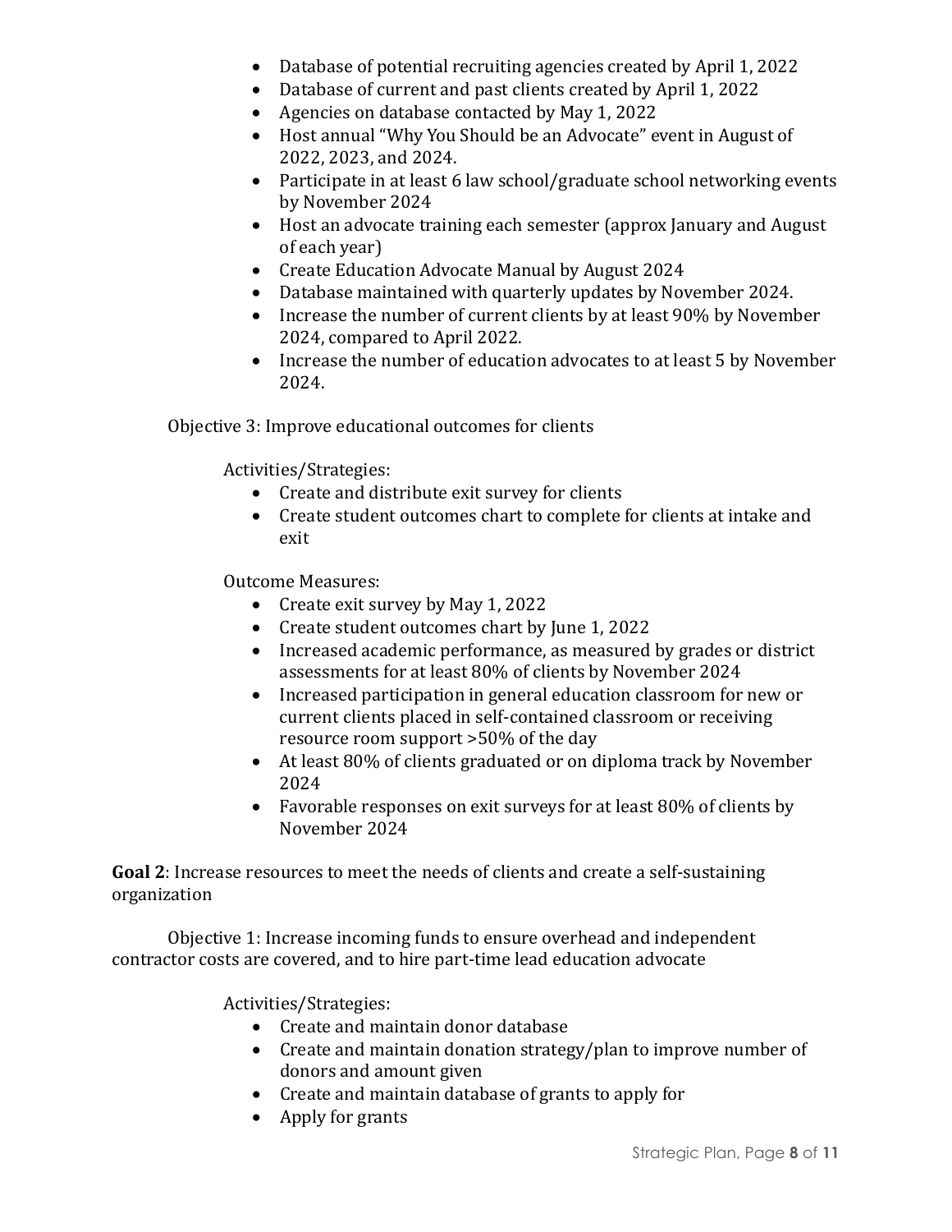- Database of potential recruiting agencies created by April 1, 2022
- Database of current and past clients created by April 1, 2022
- Agencies on database contacted by May 1, 2022
- Host annual "Why You Should be an Advocate" event in August of 2022, 2023, and 2024.
- Participate in at least 6 law school/graduate school networking events by November 2024
- Host an advocate training each semester (approx January and August of each year)
- Create Education Advocate Manual by August 2024
- Database maintained with quarterly updates by November 2024.
- Increase the number of current clients by at least 90% by November 2024, compared to April 2022.
- Increase the number of education advocates to at least 5 by November 2024.

Objective 3: Improve educational outcomes for clients

Activities/Strategies:

- Create and distribute exit survey for clients
- Create student outcomes chart to complete for clients at intake and exit

Outcome Measures:

- Create exit survey by May 1, 2022
- Create student outcomes chart by June 1, 2022
- Increased academic performance, as measured by grades or district assessments for at least 80% of clients by November 2024
- Increased participation in general education classroom for new or current clients placed in self-contained classroom or receiving resource room support >50% of the day
- At least 80% of clients graduated or on diploma track by November 2024
- Favorable responses on exit surveys for at least 80% of clients by November 2024

**Goal 2**: Increase resources to meet the needs of clients and create a self-sustaining organization

Objective 1: Increase incoming funds to ensure overhead and independent contractor costs are covered, and to hire part-time lead education advocate

Activities/Strategies:

- Create and maintain donor database
- Create and maintain donation strategy/plan to improve number of donors and amount given
- Create and maintain database of grants to apply for
- Apply for grants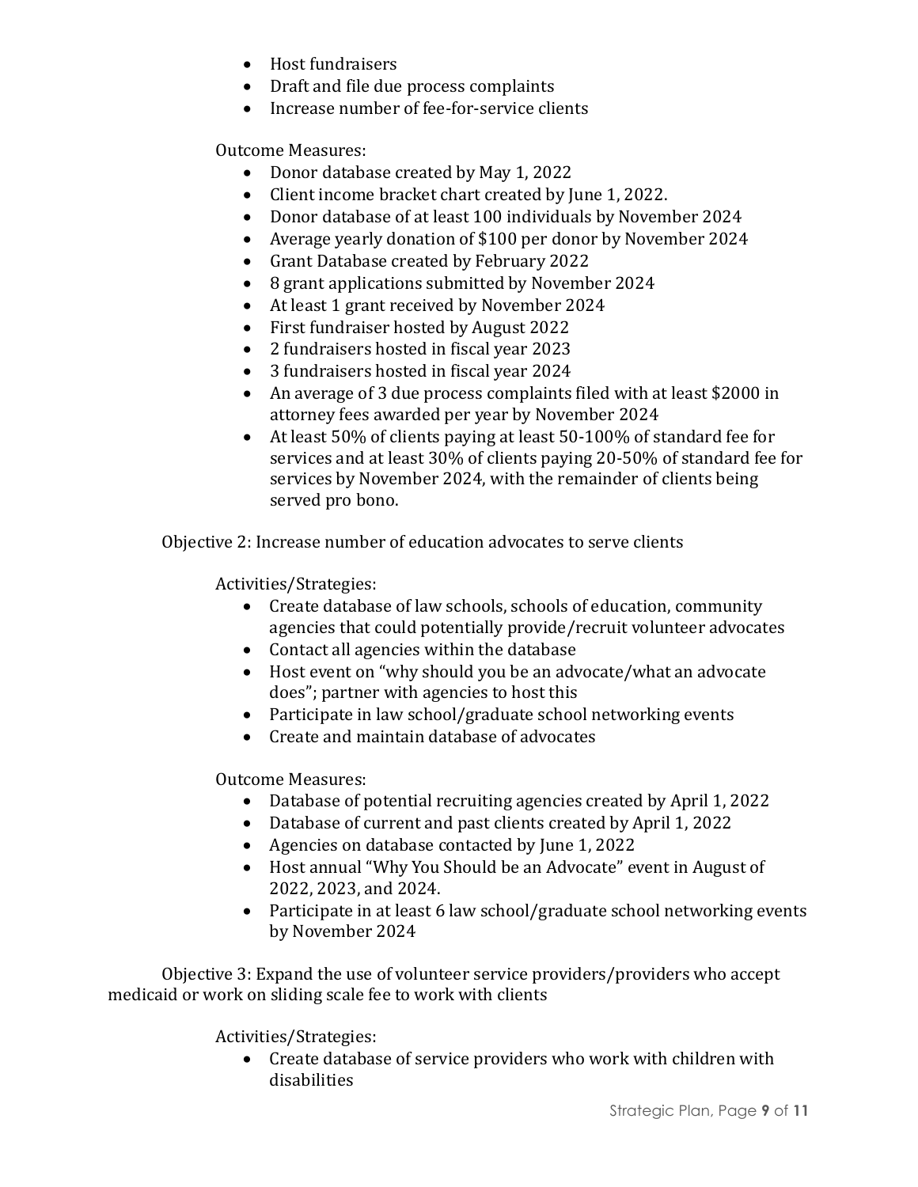- Host fundraisers
- Draft and file due process complaints
- Increase number of fee-for-service clients

Outcome Measures:

- Donor database created by May 1, 2022
- Client income bracket chart created by June 1, 2022.
- Donor database of at least 100 individuals by November 2024
- Average yearly donation of $100 per donor by November 2024
- Grant Database created by February 2022
- 8 grant applications submitted by November 2024
- At least 1 grant received by November 2024
- First fundraiser hosted by August 2022
- 2 fundraisers hosted in fiscal year 2023
- 3 fundraisers hosted in fiscal year 2024
- An average of 3 due process complaints filed with at least $2000 in attorney fees awarded per year by November 2024
- At least 50% of clients paying at least 50-100% of standard fee for services and at least 30% of clients paying 20-50% of standard fee for services by November 2024, with the remainder of clients being served pro bono.

Objective 2: Increase number of education advocates to serve clients

Activities/Strategies:

- Create database of law schools, schools of education, community agencies that could potentially provide/recruit volunteer advocates
- Contact all agencies within the database
- Host event on "why should you be an advocate/what an advocate does"; partner with agencies to host this
- Participate in law school/graduate school networking events
- Create and maintain database of advocates

Outcome Measures:

- Database of potential recruiting agencies created by April 1, 2022
- Database of current and past clients created by April 1, 2022
- Agencies on database contacted by June 1, 2022
- Host annual "Why You Should be an Advocate" event in August of 2022, 2023, and 2024.
- Participate in at least 6 law school/graduate school networking events by November 2024

Objective 3: Expand the use of volunteer service providers/providers who accept medicaid or work on sliding scale fee to work with clients

Activities/Strategies:

- Create database of service providers who work with children with disabilities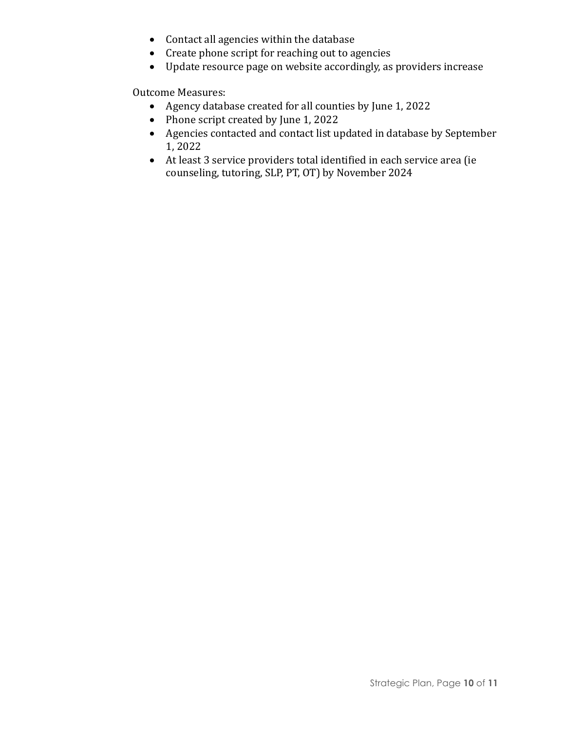- Contact all agencies within the database
- Create phone script for reaching out to agencies
- Update resource page on website accordingly, as providers increase

Outcome Measures:

- Agency database created for all counties by June 1, 2022
- Phone script created by June 1, 2022
- Agencies contacted and contact list updated in database by September 1, 2022
- At least 3 service providers total identified in each service area (ie counseling, tutoring, SLP, PT, OT) by November 2024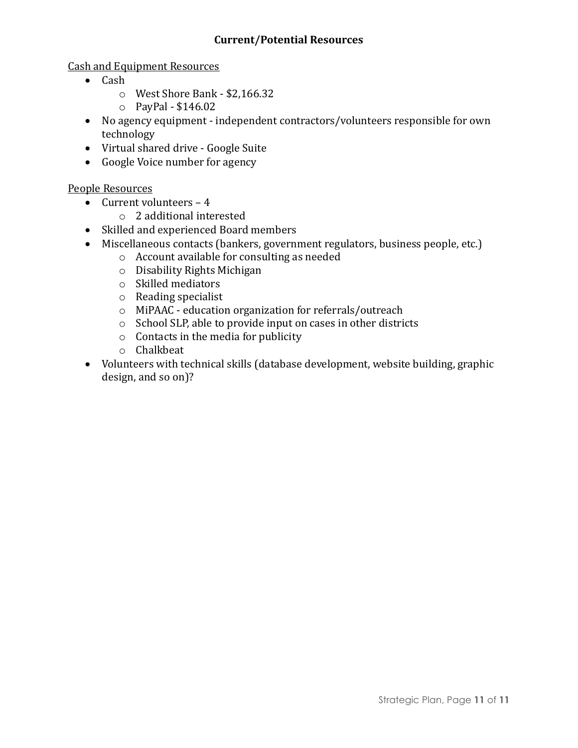**Current/Potential Resources**

Cash and Equipment Resources

- Cash
  - West Shore Bank - $2,166.32
  - PayPal - $146.02
- No agency equipment - independent contractors/volunteers responsible for own technology
- Virtual shared drive - Google Suite
- Google Voice number for agency

People Resources

- Current volunteers – 4
  - 2 additional interested
- Skilled and experienced Board members
- Miscellaneous contacts (bankers, government regulators, business people, etc.)
  - Account available for consulting as needed
  - Disability Rights Michigan
  - Skilled mediators
  - Reading specialist
  - MiPAAC - education organization for referrals/outreach
  - School SLP, able to provide input on cases in other districts
  - Contacts in the media for publicity
  - Chalkbeat
- Volunteers with technical skills (database development, website building, graphic design, and so on)?